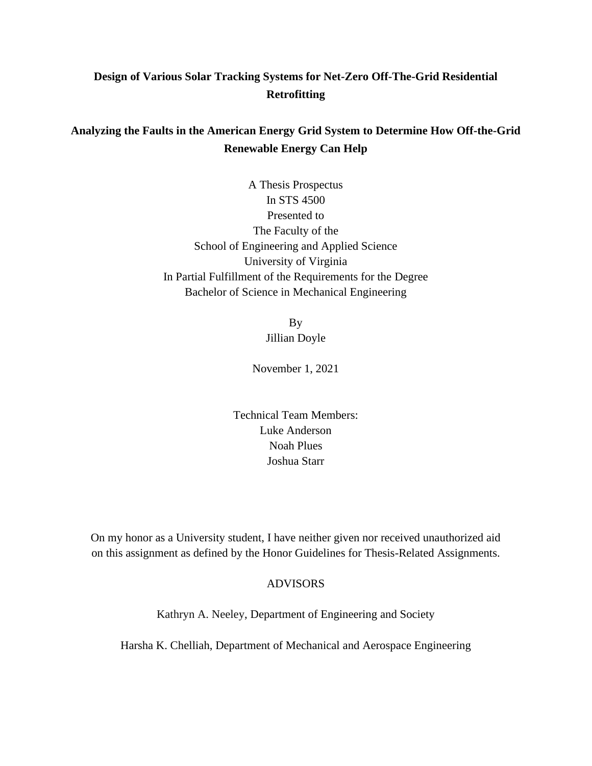# Design of Various Solar Tracking Systems for Net-Zero Off-The-Grid Residential Retrofitting

# Analyzing the Faults in the American Energy Grid System to Determine How Off-the-Grid Renewable Energy Can Help

A Thesis Prospectus
In STS 4500
Presented to
The Faculty of the
School of Engineering and Applied Science
University of Virginia
In Partial Fulfillment of the Requirements for the Degree
Bachelor of Science in Mechanical Engineering

By
Jillian Doyle

November 1, 2021

Technical Team Members:
Luke Anderson
Noah Plues
Joshua Starr

On my honor as a University student, I have neither given nor received unauthorized aid on this assignment as defined by the Honor Guidelines for Thesis-Related Assignments.

ADVISORS

Kathryn A. Neeley, Department of Engineering and Society

Harsha K. Chelliah, Department of Mechanical and Aerospace Engineering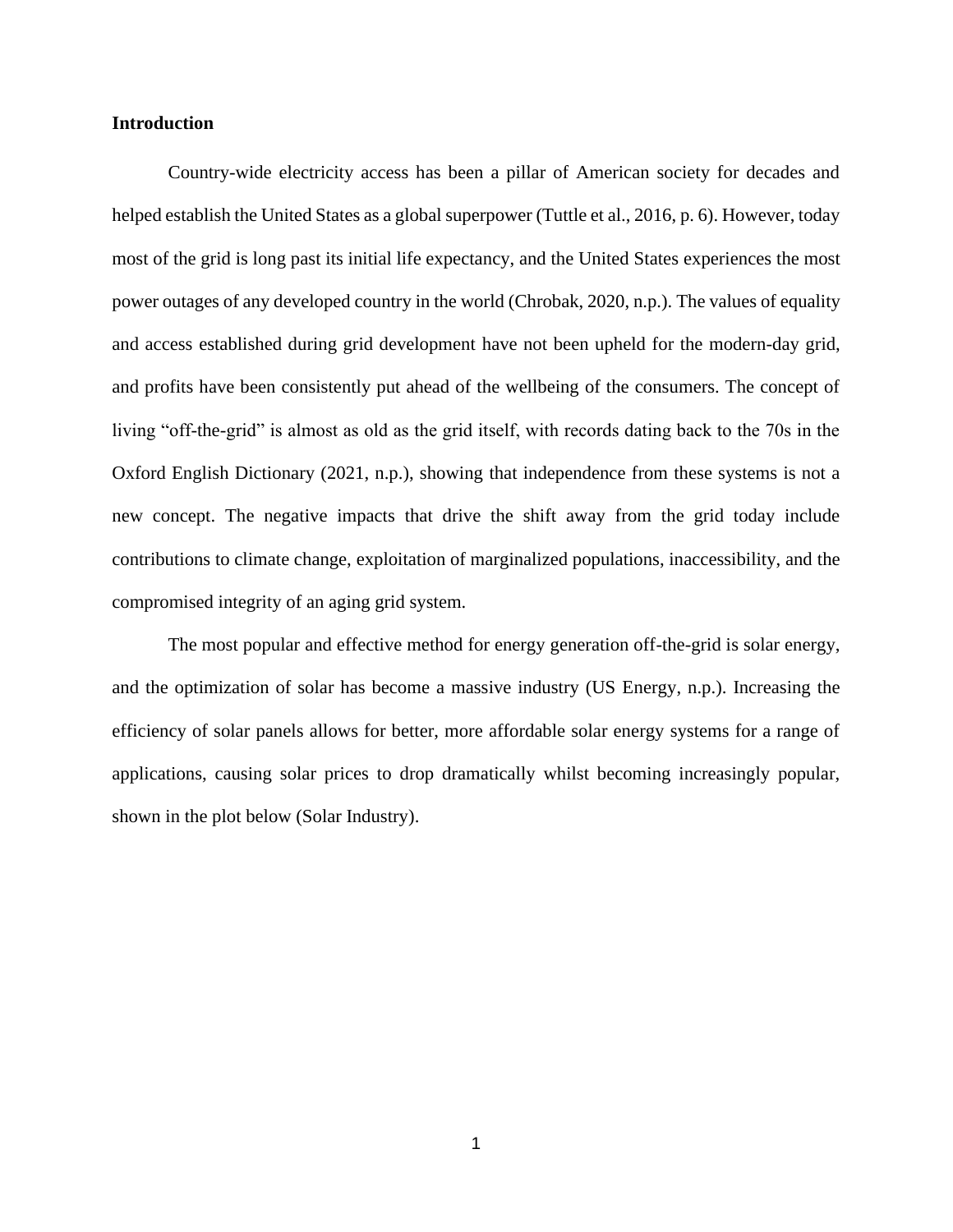## Introduction

Country-wide electricity access has been a pillar of American society for decades and helped establish the United States as a global superpower (Tuttle et al., 2016, p. 6). However, today most of the grid is long past its initial life expectancy, and the United States experiences the most power outages of any developed country in the world (Chrobak, 2020, n.p.). The values of equality and access established during grid development have not been upheld for the modern-day grid, and profits have been consistently put ahead of the wellbeing of the consumers. The concept of living "off-the-grid" is almost as old as the grid itself, with records dating back to the 70s in the Oxford English Dictionary (2021, n.p.), showing that independence from these systems is not a new concept. The negative impacts that drive the shift away from the grid today include contributions to climate change, exploitation of marginalized populations, inaccessibility, and the compromised integrity of an aging grid system.

The most popular and effective method for energy generation off-the-grid is solar energy, and the optimization of solar has become a massive industry (US Energy, n.p.). Increasing the efficiency of solar panels allows for better, more affordable solar energy systems for a range of applications, causing solar prices to drop dramatically whilst becoming increasingly popular, shown in the plot below (Solar Industry).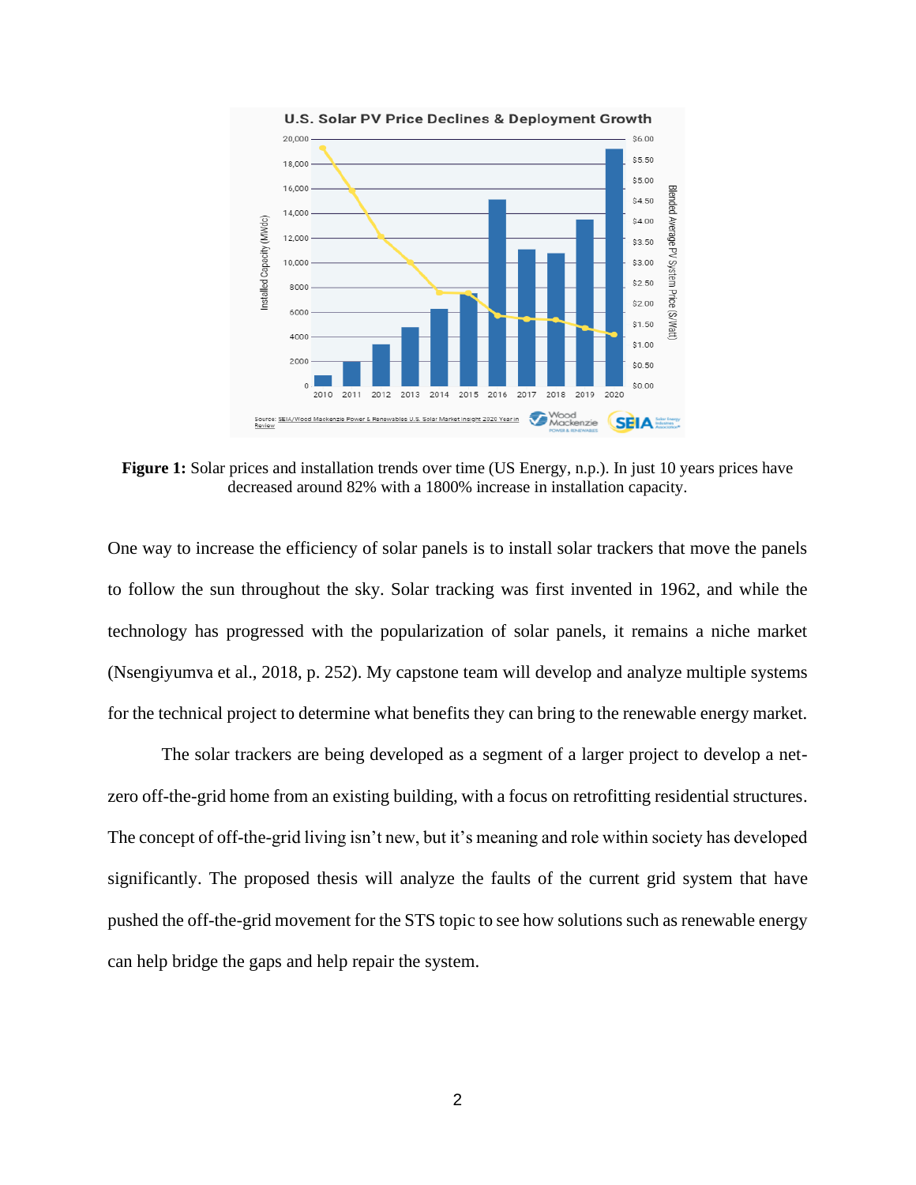**Figure 1:** Solar prices and installation trends over time (US Energy, n.p.). In just 10 years prices have decreased around 82% with a 1800% increase in installation capacity.

One way to increase the efficiency of solar panels is to install solar trackers that move the panels to follow the sun throughout the sky. Solar tracking was first invented in 1962, and while the technology has progressed with the popularization of solar panels, it remains a niche market (Nsengiyumva et al., 2018, p. 252). My capstone team will develop and analyze multiple systems for the technical project to determine what benefits they can bring to the renewable energy market.

The solar trackers are being developed as a segment of a larger project to develop a net-zero off-the-grid home from an existing building, with a focus on retrofitting residential structures. The concept of off-the-grid living isn't new, but it's meaning and role within society has developed significantly. The proposed thesis will analyze the faults of the current grid system that have pushed the off-the-grid movement for the STS topic to see how solutions such as renewable energy can help bridge the gaps and help repair the system.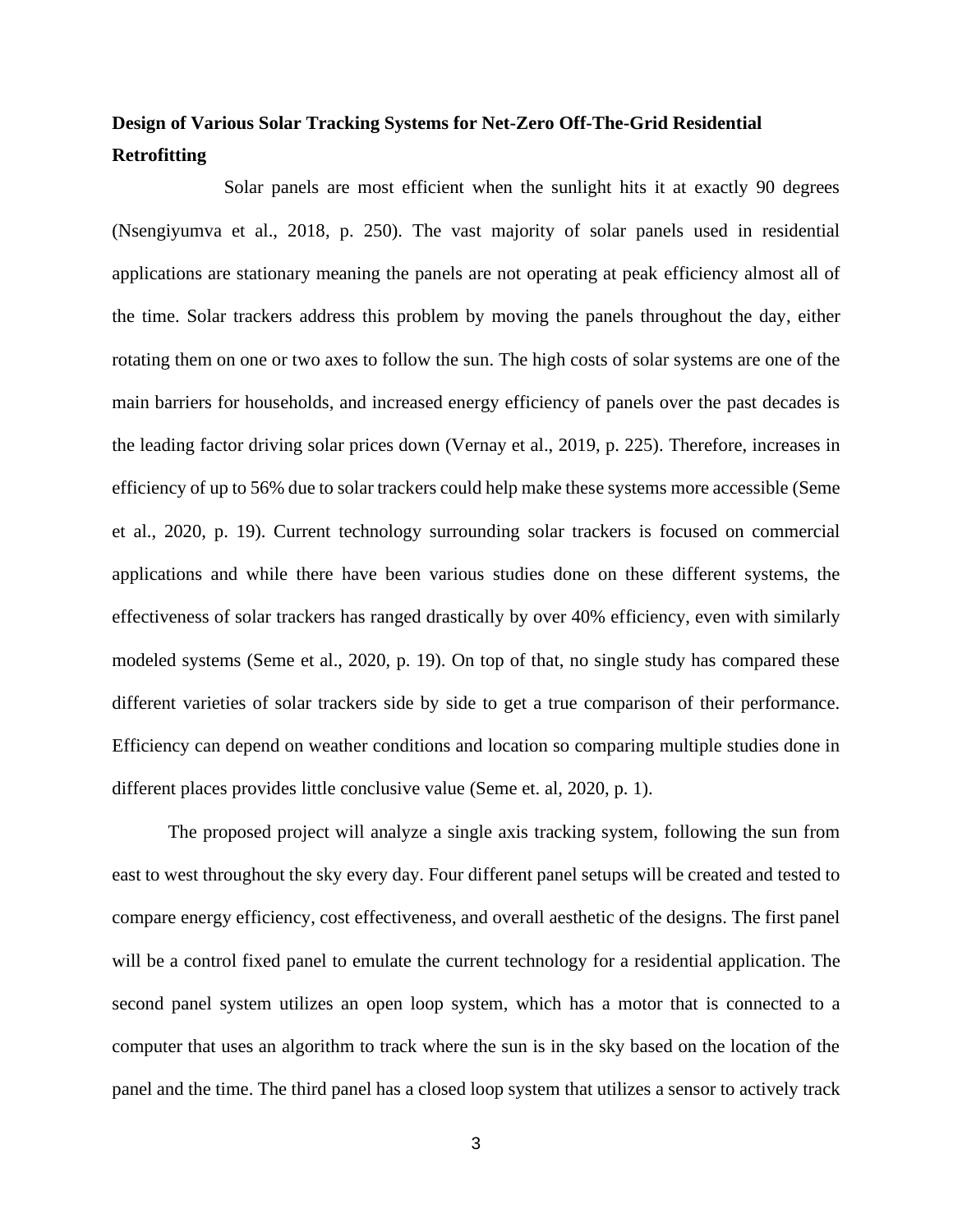**Design of Various Solar Tracking Systems for Net-Zero Off-The-Grid Residential Retrofitting**

Solar panels are most efficient when the sunlight hits it at exactly 90 degrees (Nsengiyumva et al., 2018, p. 250). The vast majority of solar panels used in residential applications are stationary meaning the panels are not operating at peak efficiency almost all of the time. Solar trackers address this problem by moving the panels throughout the day, either rotating them on one or two axes to follow the sun. The high costs of solar systems are one of the main barriers for households, and increased energy efficiency of panels over the past decades is the leading factor driving solar prices down (Vernay et al., 2019, p. 225). Therefore, increases in efficiency of up to 56% due to solar trackers could help make these systems more accessible (Seme et al., 2020, p. 19). Current technology surrounding solar trackers is focused on commercial applications and while there have been various studies done on these different systems, the effectiveness of solar trackers has ranged drastically by over 40% efficiency, even with similarly modeled systems (Seme et al., 2020, p. 19). On top of that, no single study has compared these different varieties of solar trackers side by side to get a true comparison of their performance. Efficiency can depend on weather conditions and location so comparing multiple studies done in different places provides little conclusive value (Seme et. al, 2020, p. 1).

The proposed project will analyze a single axis tracking system, following the sun from east to west throughout the sky every day. Four different panel setups will be created and tested to compare energy efficiency, cost effectiveness, and overall aesthetic of the designs. The first panel will be a control fixed panel to emulate the current technology for a residential application. The second panel system utilizes an open loop system, which has a motor that is connected to a computer that uses an algorithm to track where the sun is in the sky based on the location of the panel and the time. The third panel has a closed loop system that utilizes a sensor to actively track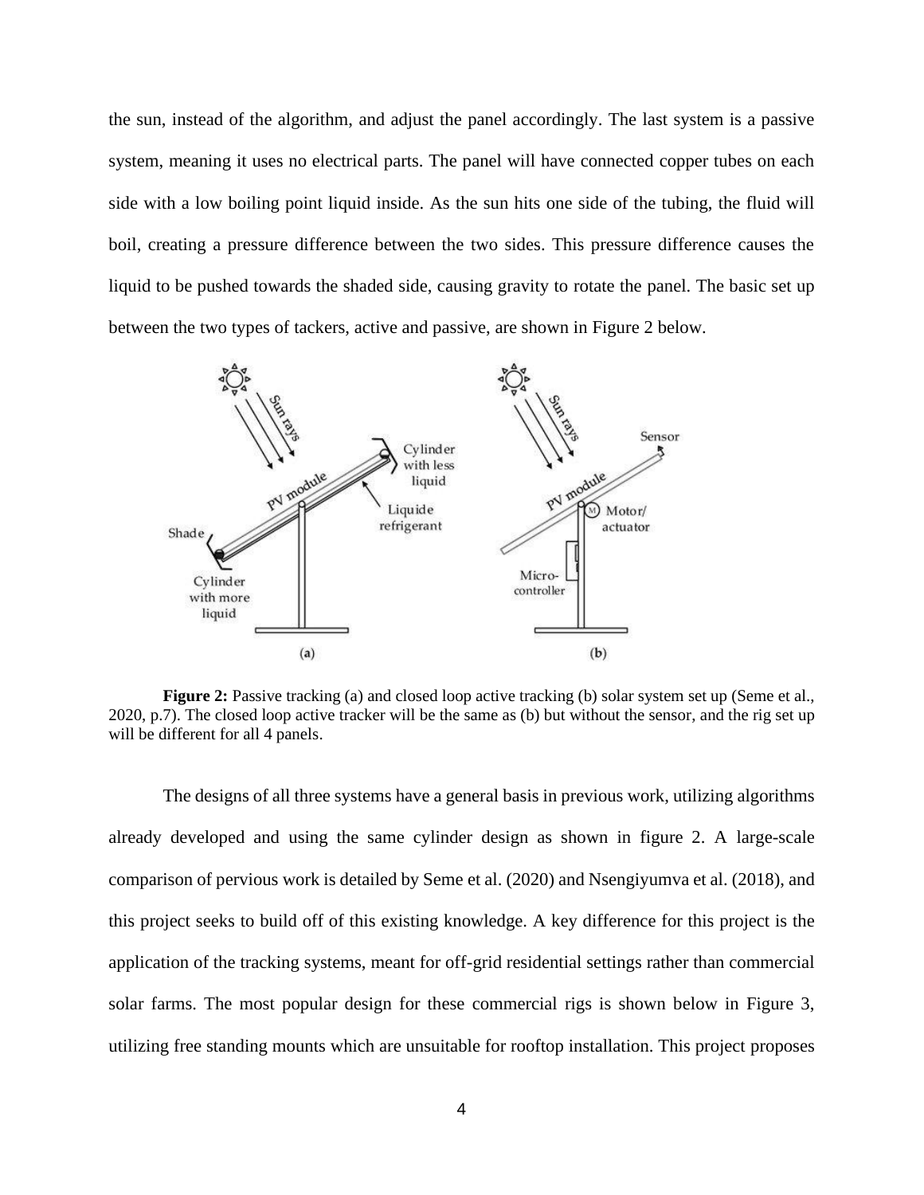the sun, instead of the algorithm, and adjust the panel accordingly. The last system is a passive system, meaning it uses no electrical parts. The panel will have connected copper tubes on each side with a low boiling point liquid inside. As the sun hits one side of the tubing, the fluid will boil, creating a pressure difference between the two sides. This pressure difference causes the liquid to be pushed towards the shaded side, causing gravity to rotate the panel. The basic set up between the two types of tackers, active and passive, are shown in Figure 2 below.

**Figure 2:** Passive tracking (a) and closed loop active tracking (b) solar system set up (Seme et al., 2020, p.7). The closed loop active tracker will be the same as (b) but without the sensor, and the rig set up will be different for all 4 panels.

The designs of all three systems have a general basis in previous work, utilizing algorithms already developed and using the same cylinder design as shown in figure 2. A large-scale comparison of pervious work is detailed by Seme et al. (2020) and Nsengiyumva et al. (2018), and this project seeks to build off of this existing knowledge. A key difference for this project is the application of the tracking systems, meant for off-grid residential settings rather than commercial solar farms. The most popular design for these commercial rigs is shown below in Figure 3, utilizing free standing mounts which are unsuitable for rooftop installation. This project proposes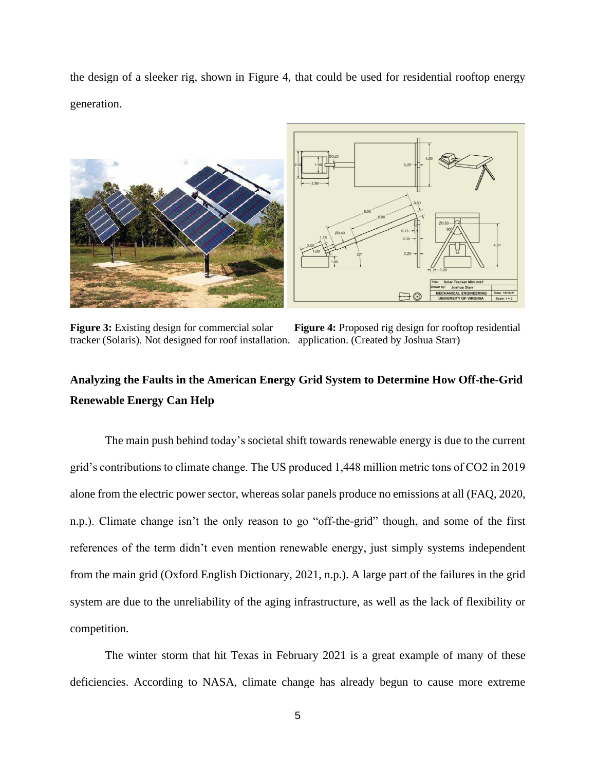the design of a sleeker rig, shown in Figure 4, that could be used for residential rooftop energy generation.

**Figure 3:** Existing design for commercial solar tracker (Solaris). Not designed for roof installation.

**Figure 4:** Proposed rig design for rooftop residential application. (Created by Joshua Starr)

## Analyzing the Faults in the American Energy Grid System to Determine How Off-the-Grid Renewable Energy Can Help

The main push behind today's societal shift towards renewable energy is due to the current grid's contributions to climate change. The US produced 1,448 million metric tons of $CO_2$ in 2019 alone from the electric power sector, whereas solar panels produce no emissions at all (FAQ, 2020, n.p.). Climate change isn't the only reason to go "off-the-grid" though, and some of the first references of the term didn't even mention renewable energy, just simply systems independent from the main grid (Oxford English Dictionary, 2021, n.p.). A large part of the failures in the grid system are due to the unreliability of the aging infrastructure, as well as the lack of flexibility or competition.

The winter storm that hit Texas in February 2021 is a great example of many of these deficiencies. According to NASA, climate change has already begun to cause more extreme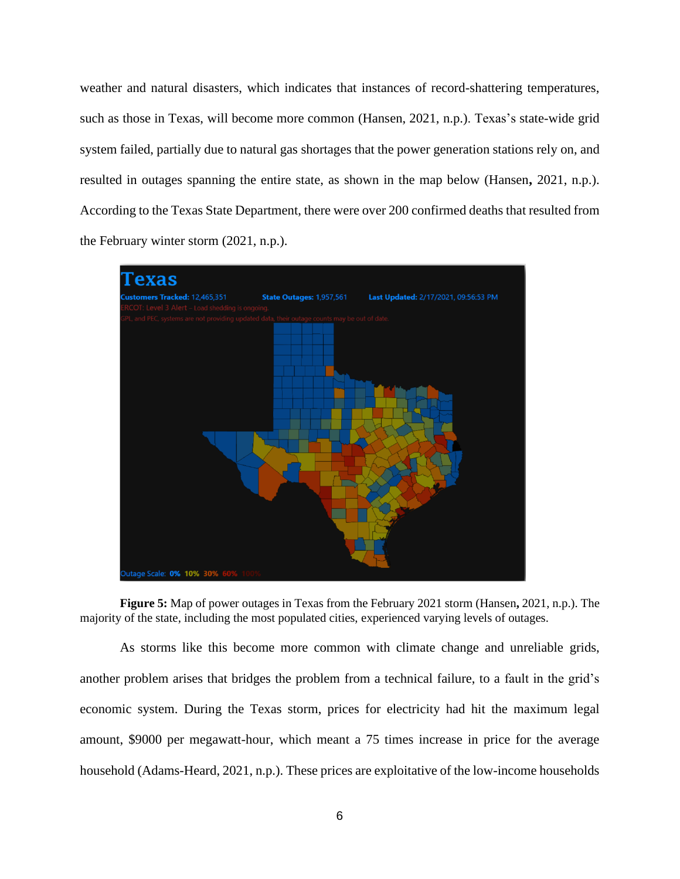weather and natural disasters, which indicates that instances of record-shattering temperatures, such as those in Texas, will become more common (Hansen, 2021, n.p.). Texas's state-wide grid system failed, partially due to natural gas shortages that the power generation stations rely on, and resulted in outages spanning the entire state, as shown in the map below (Hansen**,** 2021, n.p.). According to the Texas State Department, there were over 200 confirmed deaths that resulted from the February winter storm (2021, n.p.).

**Figure 5:** Map of power outages in Texas from the February 2021 storm (Hansen**,** 2021, n.p.). The majority of the state, including the most populated cities, experienced varying levels of outages.

As storms like this become more common with climate change and unreliable grids, another problem arises that bridges the problem from a technical failure, to a fault in the grid's economic system. During the Texas storm, prices for electricity had hit the maximum legal amount, $9000 per megawatt-hour, which meant a 75 times increase in price for the average household (Adams-Heard, 2021, n.p.). These prices are exploitative of the low-income households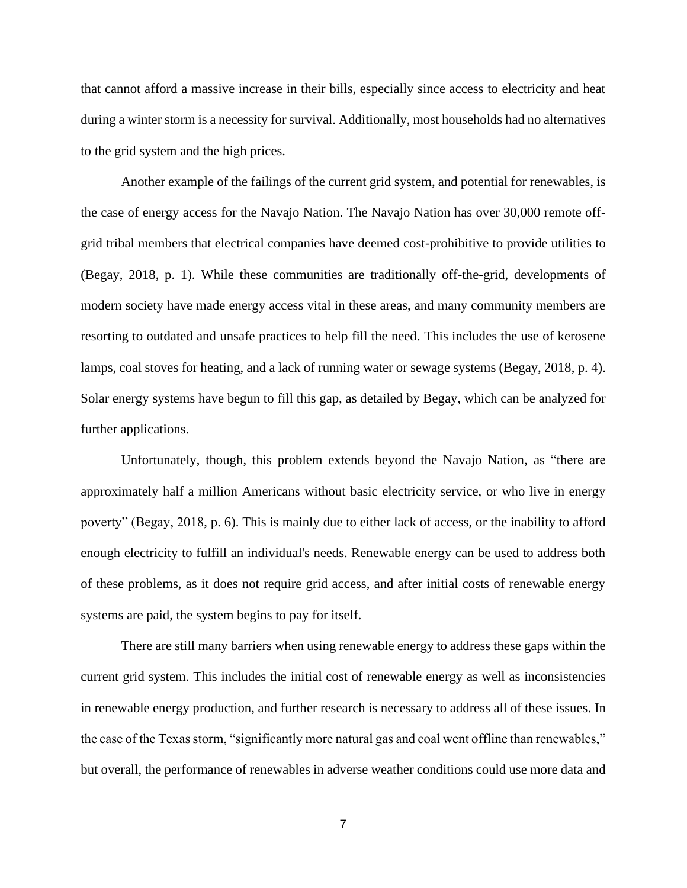that cannot afford a massive increase in their bills, especially since access to electricity and heat during a winter storm is a necessity for survival. Additionally, most households had no alternatives to the grid system and the high prices.

Another example of the failings of the current grid system, and potential for renewables, is the case of energy access for the Navajo Nation. The Navajo Nation has over 30,000 remote off-grid tribal members that electrical companies have deemed cost-prohibitive to provide utilities to (Begay, 2018, p. 1). While these communities are traditionally off-the-grid, developments of modern society have made energy access vital in these areas, and many community members are resorting to outdated and unsafe practices to help fill the need. This includes the use of kerosene lamps, coal stoves for heating, and a lack of running water or sewage systems (Begay, 2018, p. 4). Solar energy systems have begun to fill this gap, as detailed by Begay, which can be analyzed for further applications.

Unfortunately, though, this problem extends beyond the Navajo Nation, as "there are approximately half a million Americans without basic electricity service, or who live in energy poverty" (Begay, 2018, p. 6). This is mainly due to either lack of access, or the inability to afford enough electricity to fulfill an individual's needs. Renewable energy can be used to address both of these problems, as it does not require grid access, and after initial costs of renewable energy systems are paid, the system begins to pay for itself.

There are still many barriers when using renewable energy to address these gaps within the current grid system. This includes the initial cost of renewable energy as well as inconsistencies in renewable energy production, and further research is necessary to address all of these issues. In the case of the Texas storm, "significantly more natural gas and coal went offline than renewables," but overall, the performance of renewables in adverse weather conditions could use more data and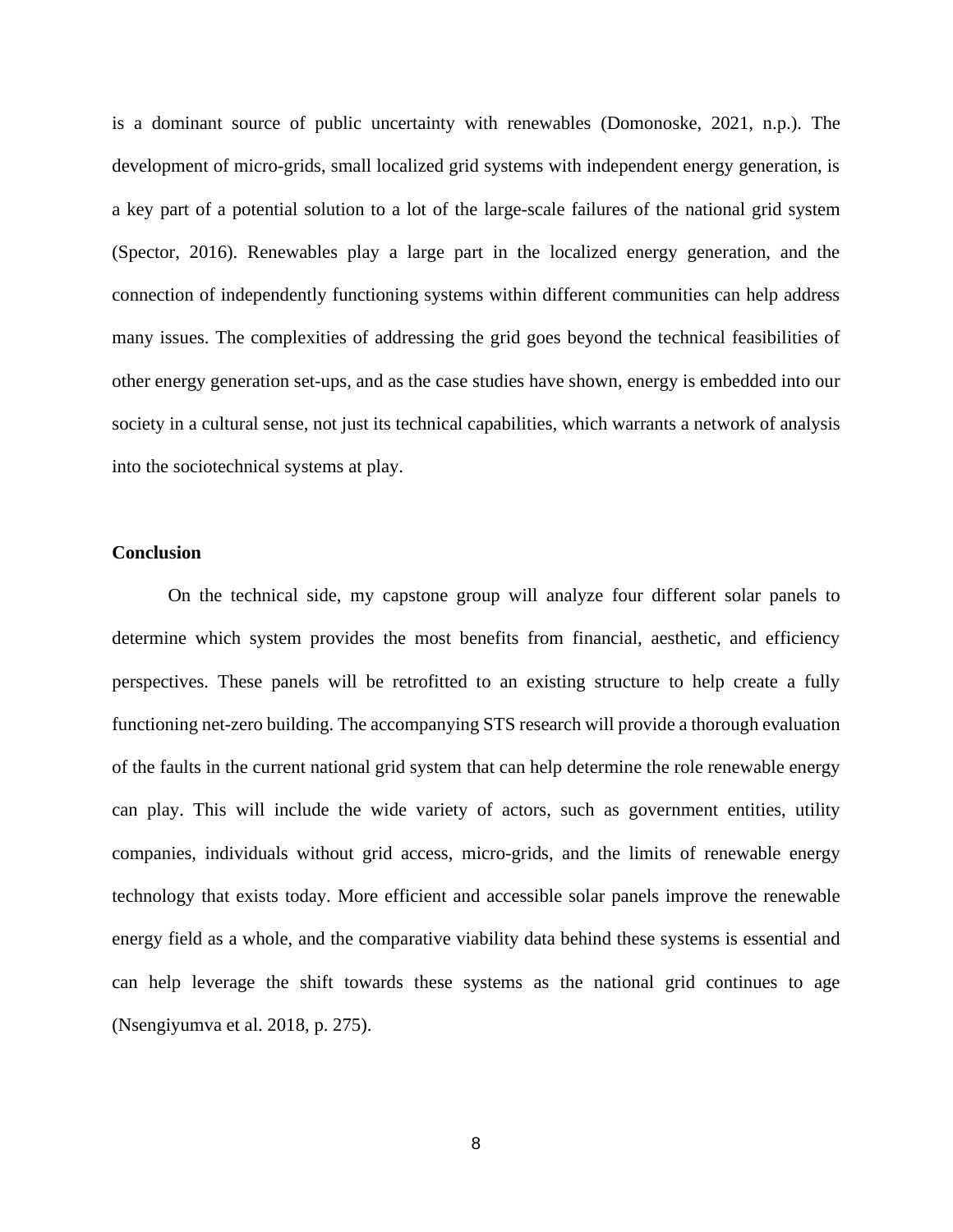is a dominant source of public uncertainty with renewables (Domonoske, 2021, n.p.). The development of micro-grids, small localized grid systems with independent energy generation, is a key part of a potential solution to a lot of the large-scale failures of the national grid system (Spector, 2016). Renewables play a large part in the localized energy generation, and the connection of independently functioning systems within different communities can help address many issues. The complexities of addressing the grid goes beyond the technical feasibilities of other energy generation set-ups, and as the case studies have shown, energy is embedded into our society in a cultural sense, not just its technical capabilities, which warrants a network of analysis into the sociotechnical systems at play.

## Conclusion

On the technical side, my capstone group will analyze four different solar panels to determine which system provides the most benefits from financial, aesthetic, and efficiency perspectives. These panels will be retrofitted to an existing structure to help create a fully functioning net-zero building. The accompanying STS research will provide a thorough evaluation of the faults in the current national grid system that can help determine the role renewable energy can play. This will include the wide variety of actors, such as government entities, utility companies, individuals without grid access, micro-grids, and the limits of renewable energy technology that exists today. More efficient and accessible solar panels improve the renewable energy field as a whole, and the comparative viability data behind these systems is essential and can help leverage the shift towards these systems as the national grid continues to age (Nsengiyumva et al. 2018, p. 275).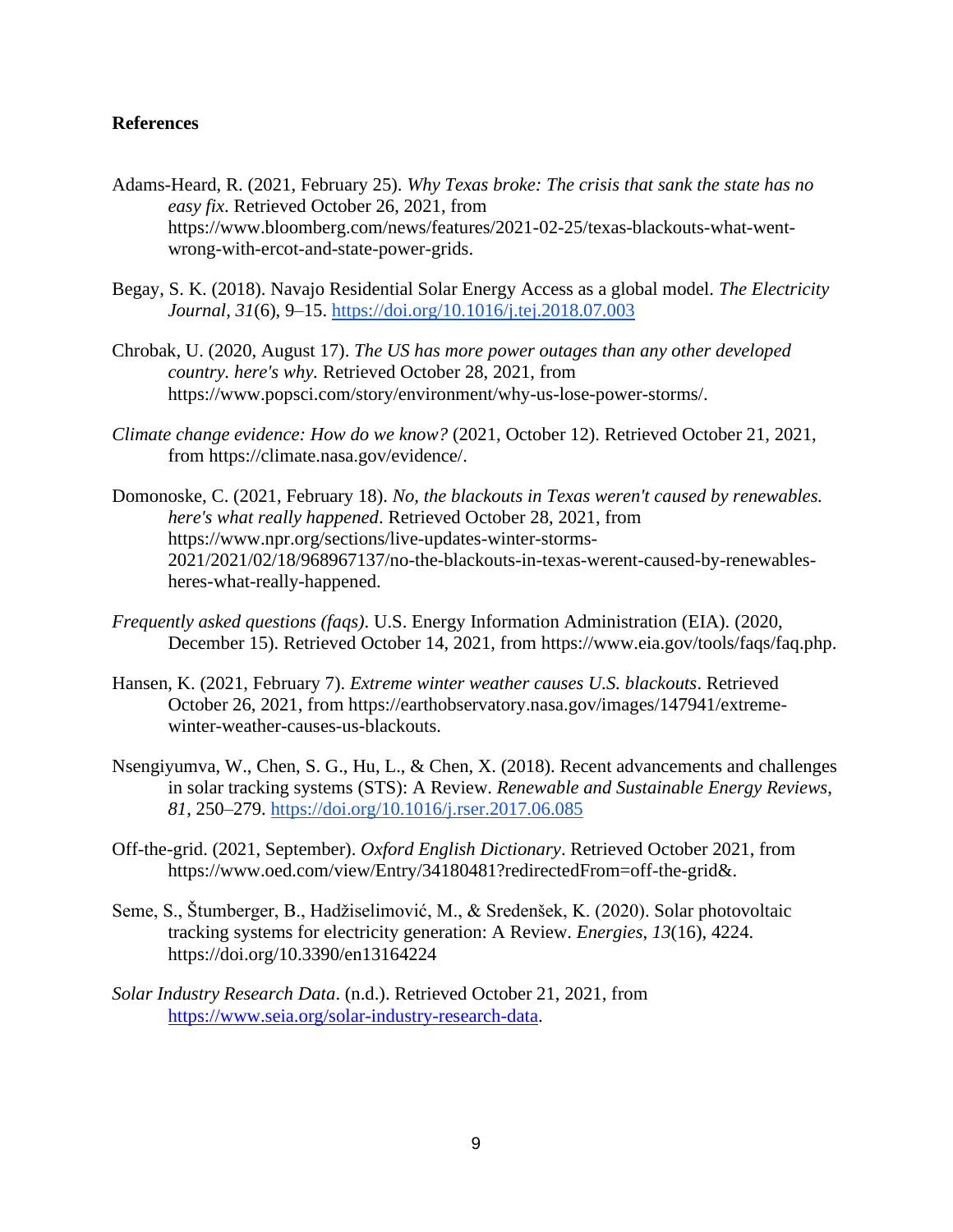**References**

Adams-Heard, R. (2021, February 25). *Why Texas broke: The crisis that sank the state has no easy fix*. Retrieved October 26, 2021, from https://www.bloomberg.com/news/features/2021-02-25/texas-blackouts-what-went-wrong-with-ercot-and-state-power-grids.

Begay, S. K. (2018). Navajo Residential Solar Energy Access as a global model. *The Electricity Journal*, *31*(6), 9–15. https://doi.org/10.1016/j.tej.2018.07.003

Chrobak, U. (2020, August 17). *The US has more power outages than any other developed country. here's why.* Retrieved October 28, 2021, from https://www.popsci.com/story/environment/why-us-lose-power-storms/.

*Climate change evidence: How do we know?* (2021, October 12). Retrieved October 21, 2021, from https://climate.nasa.gov/evidence/.

Domonoske, C. (2021, February 18). *No, the blackouts in Texas weren't caused by renewables. here's what really happened*. Retrieved October 28, 2021, from https://www.npr.org/sections/live-updates-winter-storms-2021/2021/02/18/968967137/no-the-blackouts-in-texas-werent-caused-by-renewables-heres-what-really-happened.

*Frequently asked questions (faqs)*. U.S. Energy Information Administration (EIA). (2020, December 15). Retrieved October 14, 2021, from https://www.eia.gov/tools/faqs/faq.php.

Hansen, K. (2021, February 7). *Extreme winter weather causes U.S. blackouts*. Retrieved October 26, 2021, from https://earthobservatory.nasa.gov/images/147941/extreme-winter-weather-causes-us-blackouts.

Nsengiyumva, W., Chen, S. G., Hu, L., & Chen, X. (2018). Recent advancements and challenges in solar tracking systems (STS): A Review. *Renewable and Sustainable Energy Reviews*, *81*, 250–279. https://doi.org/10.1016/j.rser.2017.06.085

Off-the-grid. (2021, September). *Oxford English Dictionary*. Retrieved October 2021, from https://www.oed.com/view/Entry/34180481?redirectedFrom=off-the-grid&.

Seme, S., Štumberger, B., Hadžiselimović, M., & Sredenšek, K. (2020). Solar photovoltaic tracking systems for electricity generation: A Review. *Energies*, *13*(16), 4224. https://doi.org/10.3390/en13164224

*Solar Industry Research Data*. (n.d.). Retrieved October 21, 2021, from https://www.seia.org/solar-industry-research-data.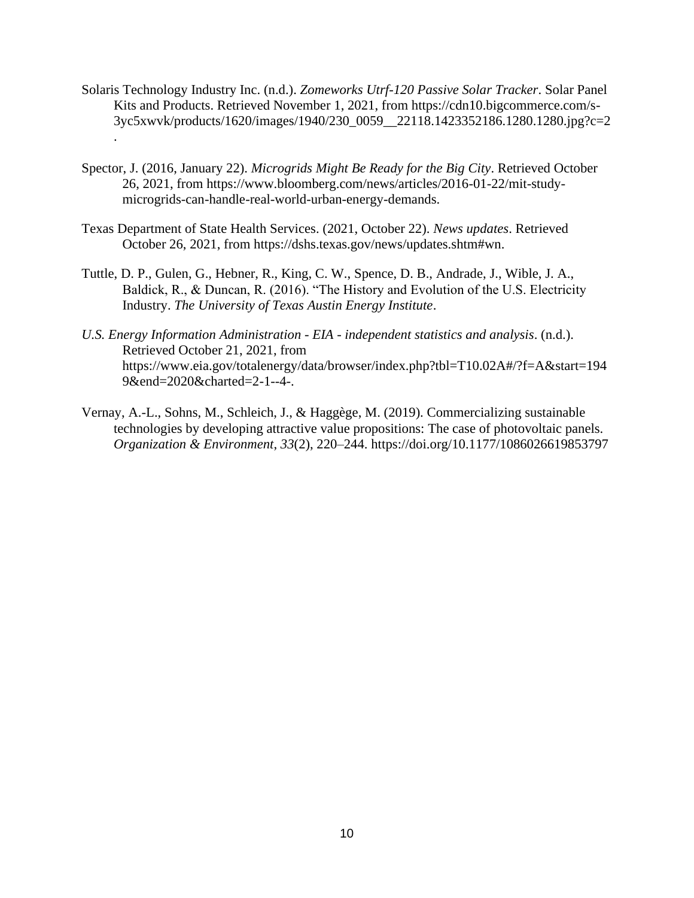Solaris Technology Industry Inc. (n.d.). *Zomeworks Utrf-120 Passive Solar Tracker*. Solar Panel Kits and Products. Retrieved November 1, 2021, from https://cdn10.bigcommerce.com/s-3yc5xwvk/products/1620/images/1940/230_0059__22118.1423352186.1280.1280.jpg?c=2.

Spector, J. (2016, January 22). *Microgrids Might Be Ready for the Big City*. Retrieved October 26, 2021, from https://www.bloomberg.com/news/articles/2016-01-22/mit-study-microgrids-can-handle-real-world-urban-energy-demands.

Texas Department of State Health Services. (2021, October 22). *News updates*. Retrieved October 26, 2021, from https://dshs.texas.gov/news/updates.shtm#wn.

Tuttle, D. P., Gulen, G., Hebner, R., King, C. W., Spence, D. B., Andrade, J., Wible, J. A., Baldick, R., & Duncan, R. (2016). "The History and Evolution of the U.S. Electricity Industry. *The University of Texas Austin Energy Institute*.

*U.S. Energy Information Administration - EIA - independent statistics and analysis*. (n.d.). Retrieved October 21, 2021, from https://www.eia.gov/totalenergy/data/browser/index.php?tbl=T10.02A#/?f=A&start=1949&end=2020&charted=2-1--4-.

Vernay, A.-L., Sohns, M., Schleich, J., & Haggège, M. (2019). Commercializing sustainable technologies by developing attractive value propositions: The case of photovoltaic panels. *Organization & Environment*, *33*(2), 220–244. https://doi.org/10.1177/1086026619853797